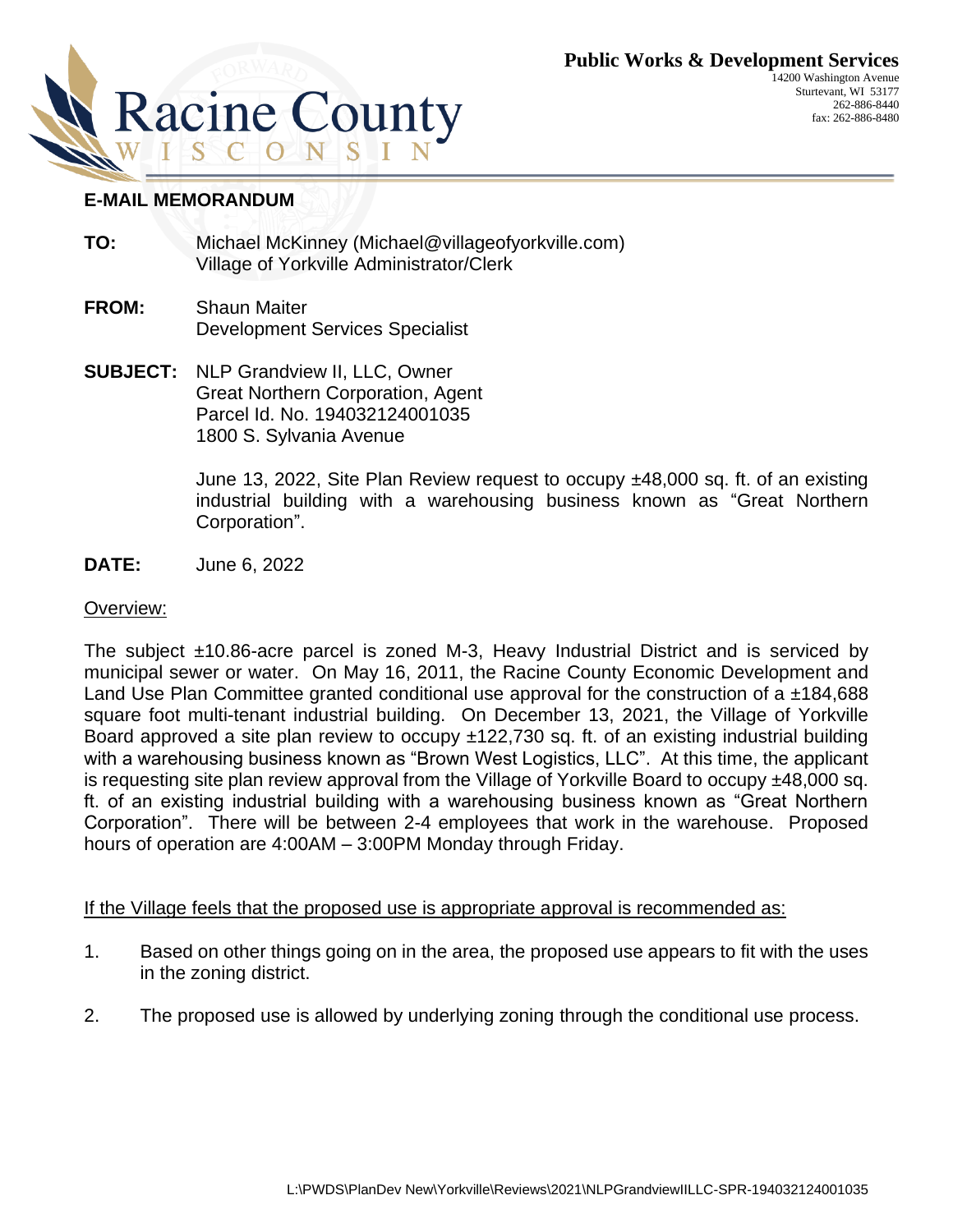Racine County
WISCONSIN

**Public Works & Development Services**
14200 Washington Avenue
Sturtevant, WI 53177
262-886-8440
fax: 262-886-8480

## E-MAIL MEMORANDUM

**TO:** Michael McKinney (Michael@villageofyorkville.com)
Village of Yorkville Administrator/Clerk

**FROM:** Shaun Maiter
Development Services Specialist

**SUBJECT:** NLP Grandview II, LLC, Owner
Great Northern Corporation, Agent
Parcel Id. No. 194032124001035
1800 S. Sylvania Avenue

June 13, 2022, Site Plan Review request to occupy ±48,000 sq. ft. of an existing industrial building with a warehousing business known as "Great Northern Corporation".

**DATE:** June 6, 2022

Overview:

The subject ±10.86-acre parcel is zoned M-3, Heavy Industrial District and is serviced by municipal sewer or water. On May 16, 2011, the Racine County Economic Development and Land Use Plan Committee granted conditional use approval for the construction of a ±184,688 square foot multi-tenant industrial building. On December 13, 2021, the Village of Yorkville Board approved a site plan review to occupy ±122,730 sq. ft. of an existing industrial building with a warehousing business known as "Brown West Logistics, LLC". At this time, the applicant is requesting site plan review approval from the Village of Yorkville Board to occupy ±48,000 sq. ft. of an existing industrial building with a warehousing business known as "Great Northern Corporation". There will be between 2-4 employees that work in the warehouse. Proposed hours of operation are 4:00AM – 3:00PM Monday through Friday.

If the Village feels that the proposed use is appropriate approval is recommended as:

1. Based on other things going on in the area, the proposed use appears to fit with the uses in the zoning district.
2. The proposed use is allowed by underlying zoning through the conditional use process.

L:\PWDS\PlanDev New\Yorkville\Reviews\2021\NLPGrandviewIILLC-SPR-194032124001035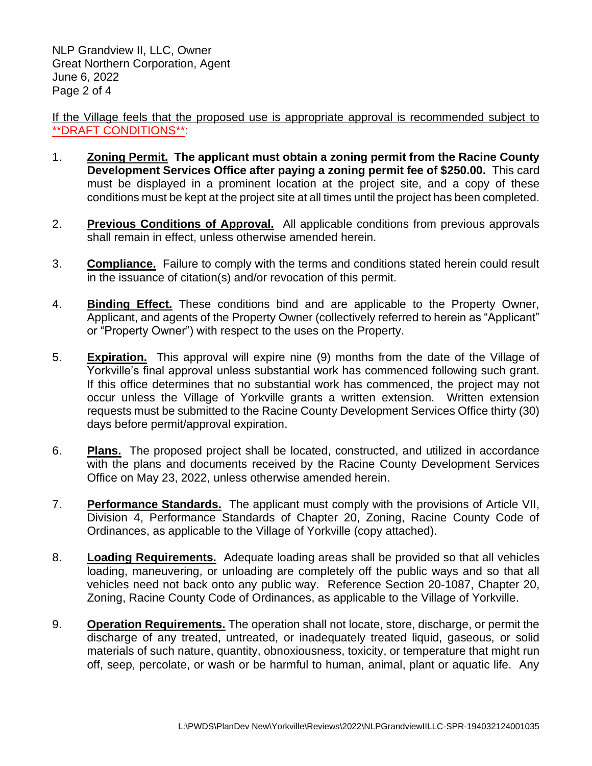NLP Grandview II, LLC, Owner
Great Northern Corporation, Agent
June 6, 2022

If the Village feels that the proposed use is appropriate approval is recommended subject to **DRAFT CONDITIONS**:

1. **Zoning Permit. The applicant must obtain a zoning permit from the Racine County Development Services Office after paying a zoning permit fee of $250.00.** This card must be displayed in a prominent location at the project site, and a copy of these conditions must be kept at the project site at all times until the project has been completed.

2. **Previous Conditions of Approval.** All applicable conditions from previous approvals shall remain in effect, unless otherwise amended herein.

3. **Compliance.** Failure to comply with the terms and conditions stated herein could result in the issuance of citation(s) and/or revocation of this permit.

4. **Binding Effect.** These conditions bind and are applicable to the Property Owner, Applicant, and agents of the Property Owner (collectively referred to herein as "Applicant" or "Property Owner") with respect to the uses on the Property.

5. **Expiration.** This approval will expire nine (9) months from the date of the Village of Yorkville's final approval unless substantial work has commenced following such grant. If this office determines that no substantial work has commenced, the project may not occur unless the Village of Yorkville grants a written extension. Written extension requests must be submitted to the Racine County Development Services Office thirty (30) days before permit/approval expiration.

6. **Plans.** The proposed project shall be located, constructed, and utilized in accordance with the plans and documents received by the Racine County Development Services Office on May 23, 2022, unless otherwise amended herein.

7. **Performance Standards.** The applicant must comply with the provisions of Article VII, Division 4, Performance Standards of Chapter 20, Zoning, Racine County Code of Ordinances, as applicable to the Village of Yorkville (copy attached).

8. **Loading Requirements.** Adequate loading areas shall be provided so that all vehicles loading, maneuvering, or unloading are completely off the public ways and so that all vehicles need not back onto any public way. Reference Section 20-1087, Chapter 20, Zoning, Racine County Code of Ordinances, as applicable to the Village of Yorkville.

9. **Operation Requirements.** The operation shall not locate, store, discharge, or permit the discharge of any treated, untreated, or inadequately treated liquid, gaseous, or solid materials of such nature, quantity, obnoxiousness, toxicity, or temperature that might run off, seep, percolate, or wash or be harmful to human, animal, plant or aquatic life. Any

L:\PWDS\PlanDev New\Yorkville\Reviews\2022\NLPGrandviewIILLC-SPR-194032124001035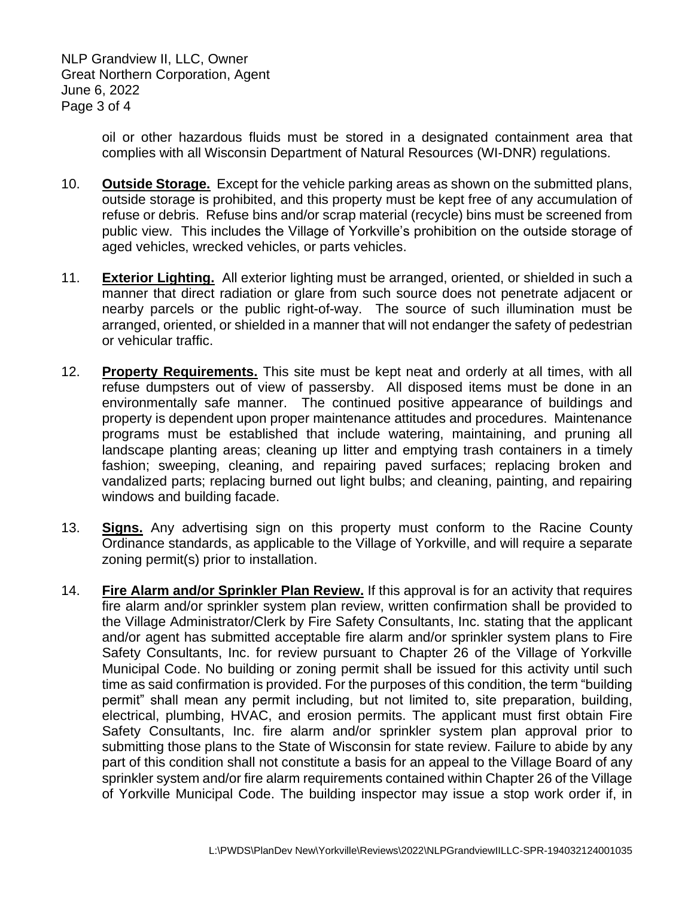oil or other hazardous fluids must be stored in a designated containment area that complies with all Wisconsin Department of Natural Resources (WI-DNR) regulations.

10. **Outside Storage.** Except for the vehicle parking areas as shown on the submitted plans, outside storage is prohibited, and this property must be kept free of any accumulation of refuse or debris. Refuse bins and/or scrap material (recycle) bins must be screened from public view. This includes the Village of Yorkville's prohibition on the outside storage of aged vehicles, wrecked vehicles, or parts vehicles.

11. **Exterior Lighting.** All exterior lighting must be arranged, oriented, or shielded in such a manner that direct radiation or glare from such source does not penetrate adjacent or nearby parcels or the public right-of-way. The source of such illumination must be arranged, oriented, or shielded in a manner that will not endanger the safety of pedestrian or vehicular traffic.

12. **Property Requirements.** This site must be kept neat and orderly at all times, with all refuse dumpsters out of view of passersby. All disposed items must be done in an environmentally safe manner. The continued positive appearance of buildings and property is dependent upon proper maintenance attitudes and procedures. Maintenance programs must be established that include watering, maintaining, and pruning all landscape planting areas; cleaning up litter and emptying trash containers in a timely fashion; sweeping, cleaning, and repairing paved surfaces; replacing broken and vandalized parts; replacing burned out light bulbs; and cleaning, painting, and repairing windows and building facade.

13. **Signs.** Any advertising sign on this property must conform to the Racine County Ordinance standards, as applicable to the Village of Yorkville, and will require a separate zoning permit(s) prior to installation.

14. **Fire Alarm and/or Sprinkler Plan Review.** If this approval is for an activity that requires fire alarm and/or sprinkler system plan review, written confirmation shall be provided to the Village Administrator/Clerk by Fire Safety Consultants, Inc. stating that the applicant and/or agent has submitted acceptable fire alarm and/or sprinkler system plans to Fire Safety Consultants, Inc. for review pursuant to Chapter 26 of the Village of Yorkville Municipal Code. No building or zoning permit shall be issued for this activity until such time as said confirmation is provided. For the purposes of this condition, the term "building permit" shall mean any permit including, but not limited to, site preparation, building, electrical, plumbing, HVAC, and erosion permits. The applicant must first obtain Fire Safety Consultants, Inc. fire alarm and/or sprinkler system plan approval prior to submitting those plans to the State of Wisconsin for state review. Failure to abide by any part of this condition shall not constitute a basis for an appeal to the Village Board of any sprinkler system and/or fire alarm requirements contained within Chapter 26 of the Village of Yorkville Municipal Code. The building inspector may issue a stop work order if, in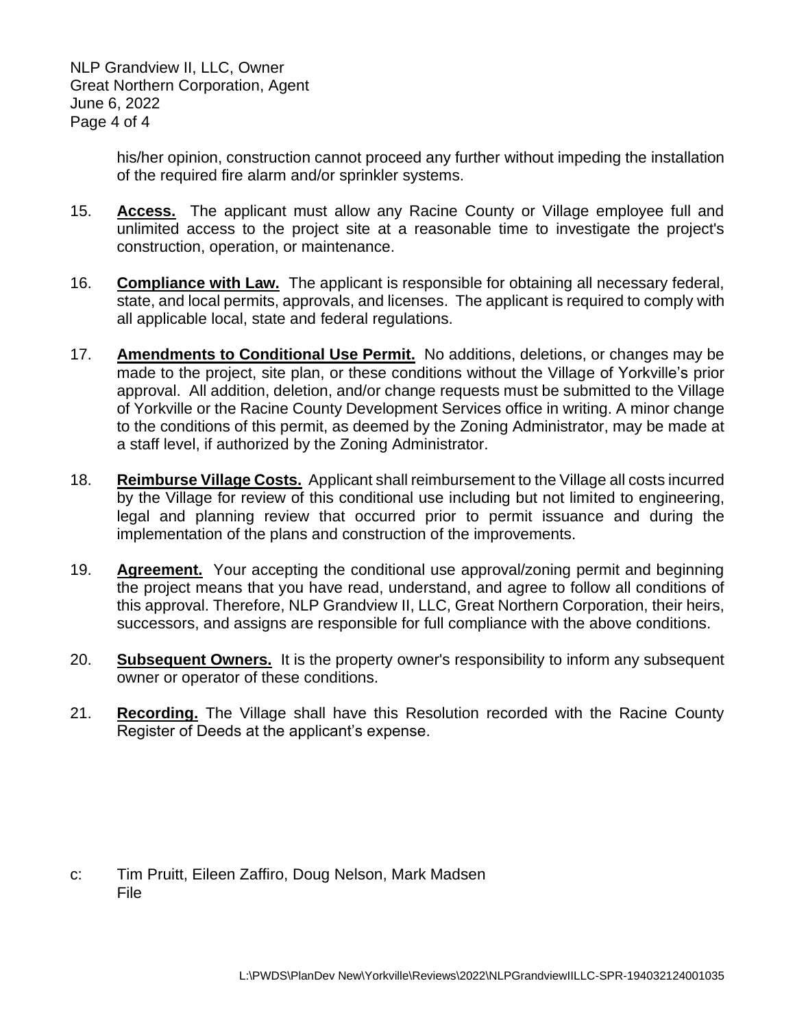his/her opinion, construction cannot proceed any further without impeding the installation of the required fire alarm and/or sprinkler systems.

15. **Access.** The applicant must allow any Racine County or Village employee full and unlimited access to the project site at a reasonable time to investigate the project's construction, operation, or maintenance.

16. **Compliance with Law.** The applicant is responsible for obtaining all necessary federal, state, and local permits, approvals, and licenses. The applicant is required to comply with all applicable local, state and federal regulations.

17. **Amendments to Conditional Use Permit.** No additions, deletions, or changes may be made to the project, site plan, or these conditions without the Village of Yorkville's prior approval. All addition, deletion, and/or change requests must be submitted to the Village of Yorkville or the Racine County Development Services office in writing. A minor change to the conditions of this permit, as deemed by the Zoning Administrator, may be made at a staff level, if authorized by the Zoning Administrator.

18. **Reimburse Village Costs.** Applicant shall reimbursement to the Village all costs incurred by the Village for review of this conditional use including but not limited to engineering, legal and planning review that occurred prior to permit issuance and during the implementation of the plans and construction of the improvements.

19. **Agreement.** Your accepting the conditional use approval/zoning permit and beginning the project means that you have read, understand, and agree to follow all conditions of this approval. Therefore, NLP Grandview II, LLC, Great Northern Corporation, their heirs, successors, and assigns are responsible for full compliance with the above conditions.

20. **Subsequent Owners.** It is the property owner's responsibility to inform any subsequent owner or operator of these conditions.

21. **Recording.** The Village shall have this Resolution recorded with the Racine County Register of Deeds at the applicant's expense.

c: Tim Pruitt, Eileen Zaffiro, Doug Nelson, Mark Madsen
File

L:\PWDS\PlanDev New\Yorkville\Reviews\2022\NLPGrandviewIILLC-SPR-194032124001035